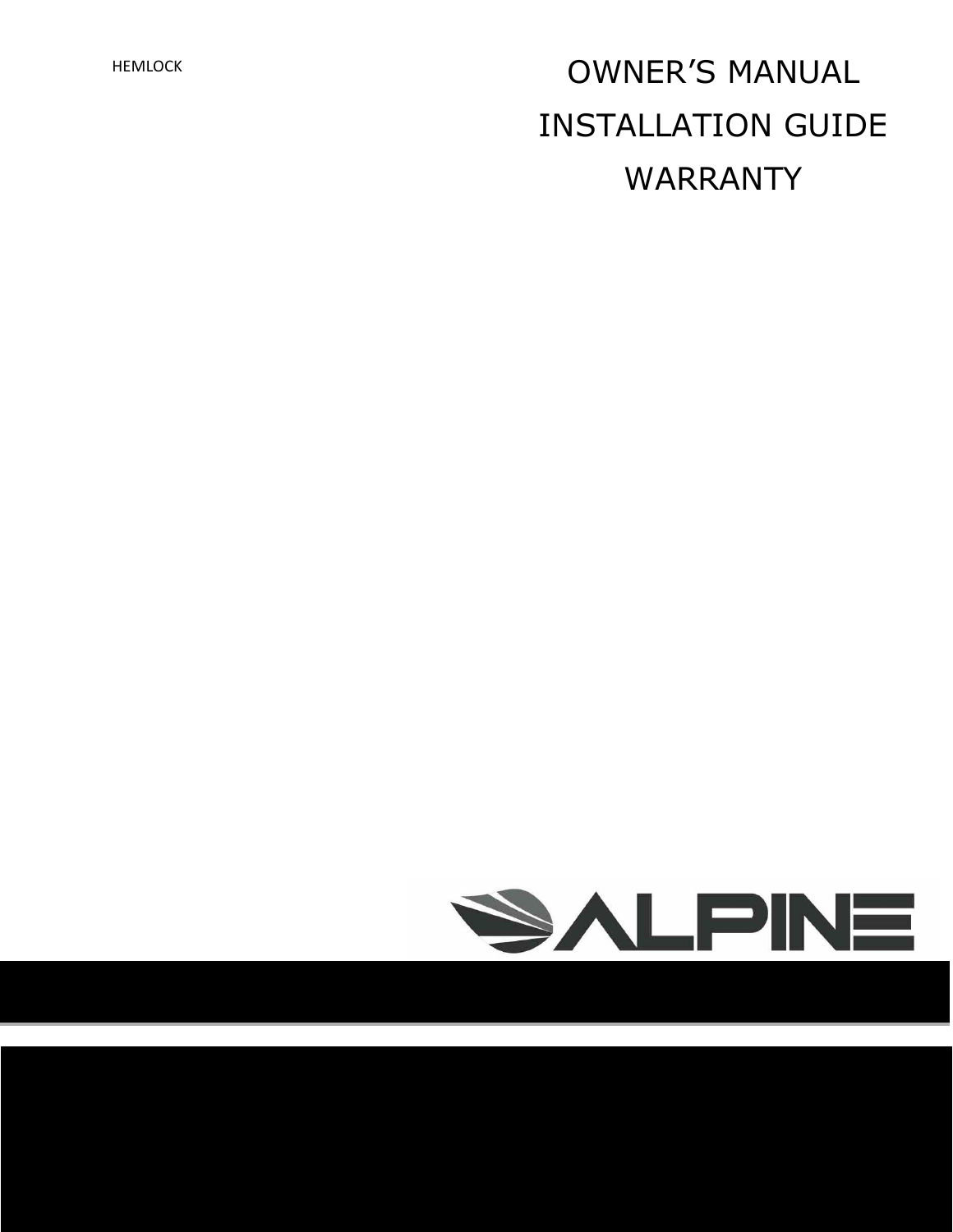HEMLOCK

# OWNER'S MANUAL

# INSTALLATION GUIDE

# WARRANTY

ALPINE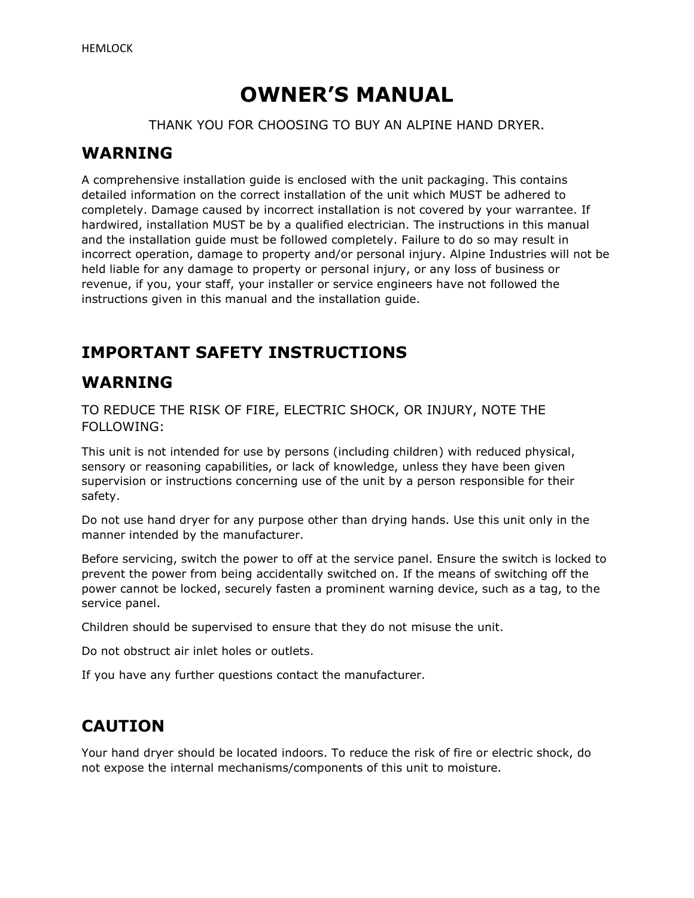# OWNER'S MANUAL

THANK YOU FOR CHOOSING TO BUY AN ALPINE HAND DRYER.

## WARNING

A comprehensive installation guide is enclosed with the unit packaging. This contains detailed information on the correct installation of the unit which MUST be adhered to completely. Damage caused by incorrect installation is not covered by your warrantee. If hardwired, installation MUST be by a qualified electrician. The instructions in this manual and the installation guide must be followed completely. Failure to do so may result in incorrect operation, damage to property and/or personal injury. Alpine Industries will not be held liable for any damage to property or personal injury, or any loss of business or revenue, if you, your staff, your installer or service engineers have not followed the instructions given in this manual and the installation guide.

## IMPORTANT SAFETY INSTRUCTIONS

## WARNING

TO REDUCE THE RISK OF FIRE, ELECTRIC SHOCK, OR INJURY, NOTE THE FOLLOWING:

This unit is not intended for use by persons (including children) with reduced physical, sensory or reasoning capabilities, or lack of knowledge, unless they have been given supervision or instructions concerning use of the unit by a person responsible for their safety.

Do not use hand dryer for any purpose other than drying hands. Use this unit only in the manner intended by the manufacturer.

Before servicing, switch the power to off at the service panel. Ensure the switch is locked to prevent the power from being accidentally switched on. If the means of switching off the power cannot be locked, securely fasten a prominent warning device, such as a tag, to the service panel.

Children should be supervised to ensure that they do not misuse the unit.

Do not obstruct air inlet holes or outlets.

If you have any further questions contact the manufacturer.

## CAUTION

Your hand dryer should be located indoors. To reduce the risk of fire or electric shock, do not expose the internal mechanisms/components of this unit to moisture.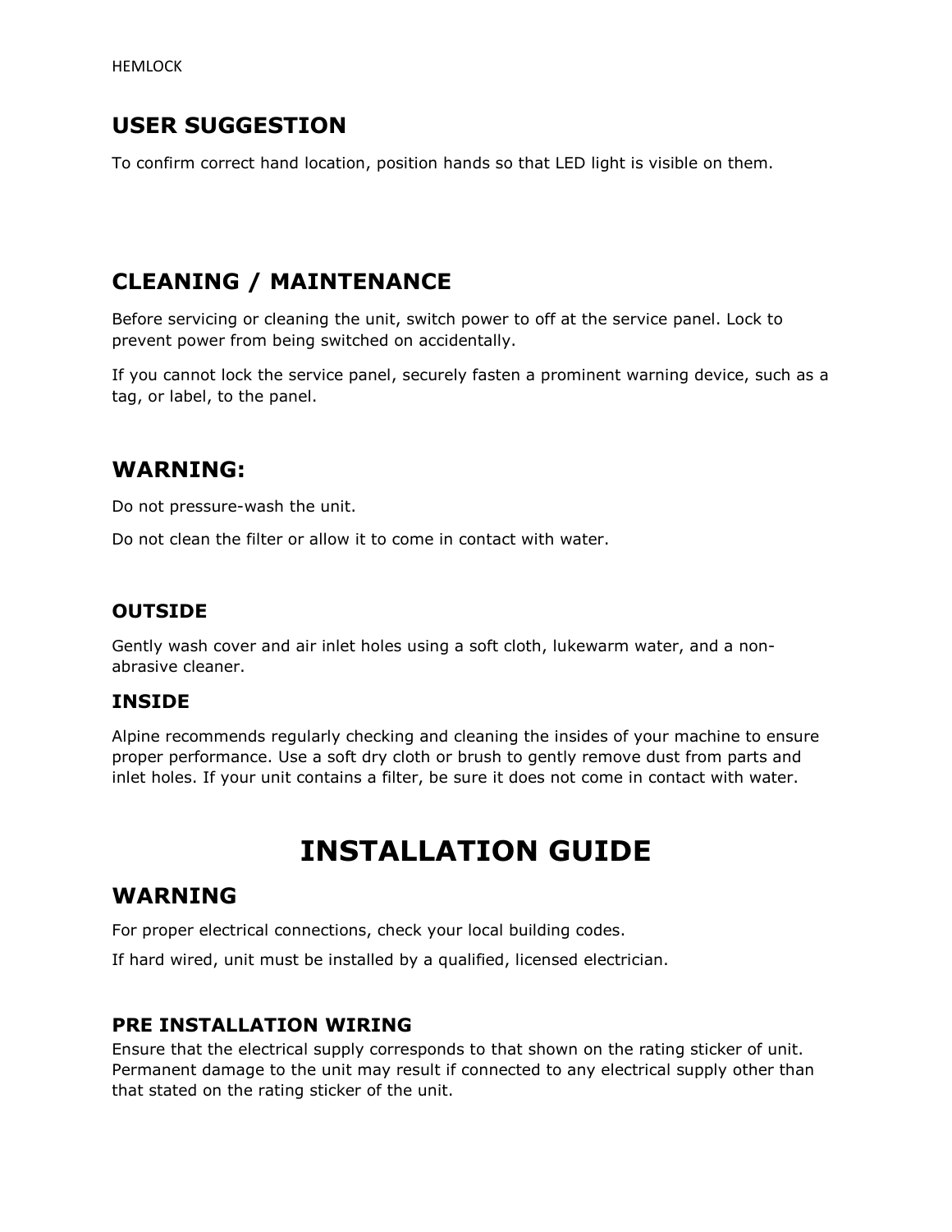## USER SUGGESTION

To confirm correct hand location, position hands so that LED light is visible on them.

## CLEANING / MAINTENANCE

Before servicing or cleaning the unit, switch power to off at the service panel. Lock to prevent power from being switched on accidentally.

If you cannot lock the service panel, securely fasten a prominent warning device, such as a tag, or label, to the panel.

## WARNING:

Do not pressure-wash the unit.

Do not clean the filter or allow it to come in contact with water.

### OUTSIDE

Gently wash cover and air inlet holes using a soft cloth, lukewarm water, and a non-abrasive cleaner.

### INSIDE

Alpine recommends regularly checking and cleaning the insides of your machine to ensure proper performance. Use a soft dry cloth or brush to gently remove dust from parts and inlet holes. If your unit contains a filter, be sure it does not come in contact with water.

# INSTALLATION GUIDE

## WARNING

For proper electrical connections, check your local building codes.

If hard wired, unit must be installed by a qualified, licensed electrician.

### PRE INSTALLATION WIRING

Ensure that the electrical supply corresponds to that shown on the rating sticker of unit. Permanent damage to the unit may result if connected to any electrical supply other than that stated on the rating sticker of the unit.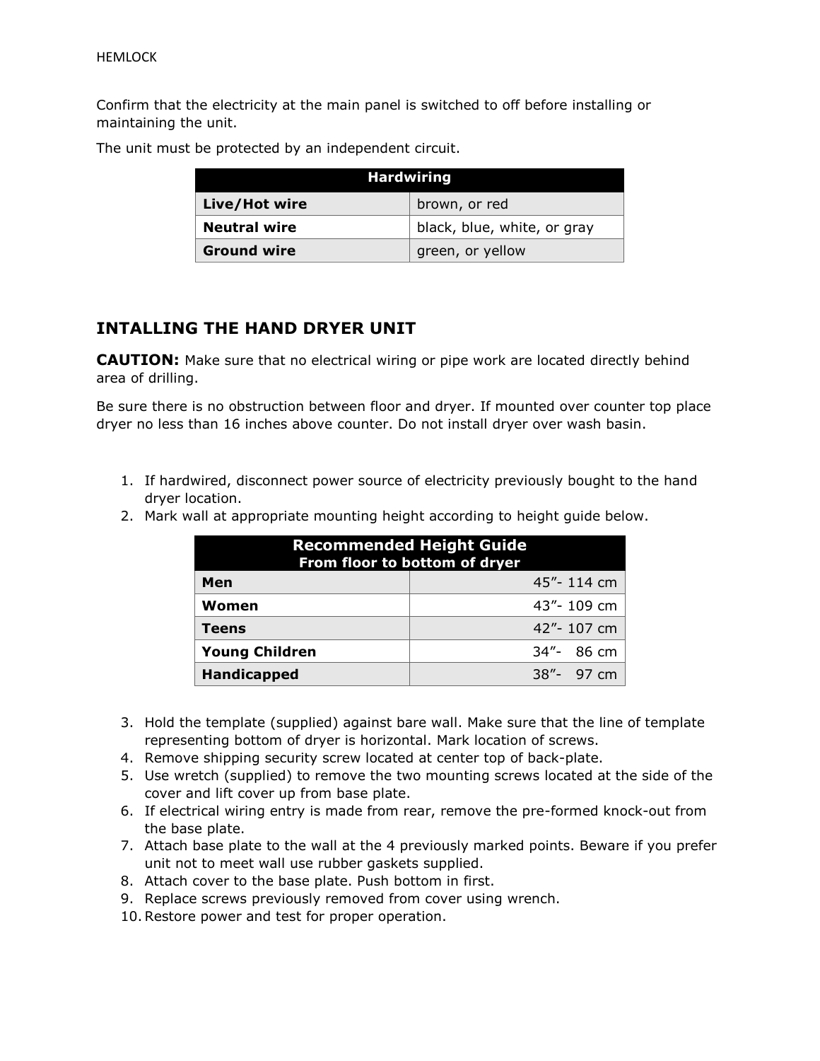Confirm that the electricity at the main panel is switched to off before installing or maintaining the unit.

The unit must be protected by an independent circuit.

| Hardwiring | |
|---|---|
| **Live/Hot wire** | brown, or red |
| **Neutral wire** | black, blue, white, or gray |
| **Ground wire** | green, or yellow |

## INTALLING THE HAND DRYER UNIT

**CAUTION:** Make sure that no electrical wiring or pipe work are located directly behind area of drilling.

Be sure there is no obstruction between floor and dryer. If mounted over counter top place dryer no less than 16 inches above counter. Do not install dryer over wash basin.

1. If hardwired, disconnect power source of electricity previously bought to the hand dryer location.
2. Mark wall at appropriate mounting height according to height guide below.

| Recommended Height Guide<br>From floor to bottom of dryer | |
|---|---|
| **Men** | 45"- 114 cm |
| **Women** | 43"- 109 cm |
| **Teens** | 42"- 107 cm |
| **Young Children** | 34"- 86 cm |
| **Handicapped** | 38"- 97 cm |

3. Hold the template (supplied) against bare wall. Make sure that the line of template representing bottom of dryer is horizontal. Mark location of screws.
4. Remove shipping security screw located at center top of back-plate.
5. Use wretch (supplied) to remove the two mounting screws located at the side of the cover and lift cover up from base plate.
6. If electrical wiring entry is made from rear, remove the pre-formed knock-out from the base plate.
7. Attach base plate to the wall at the 4 previously marked points. Beware if you prefer unit not to meet wall use rubber gaskets supplied.
8. Attach cover to the base plate. Push bottom in first.
9. Replace screws previously removed from cover using wrench.
10. Restore power and test for proper operation.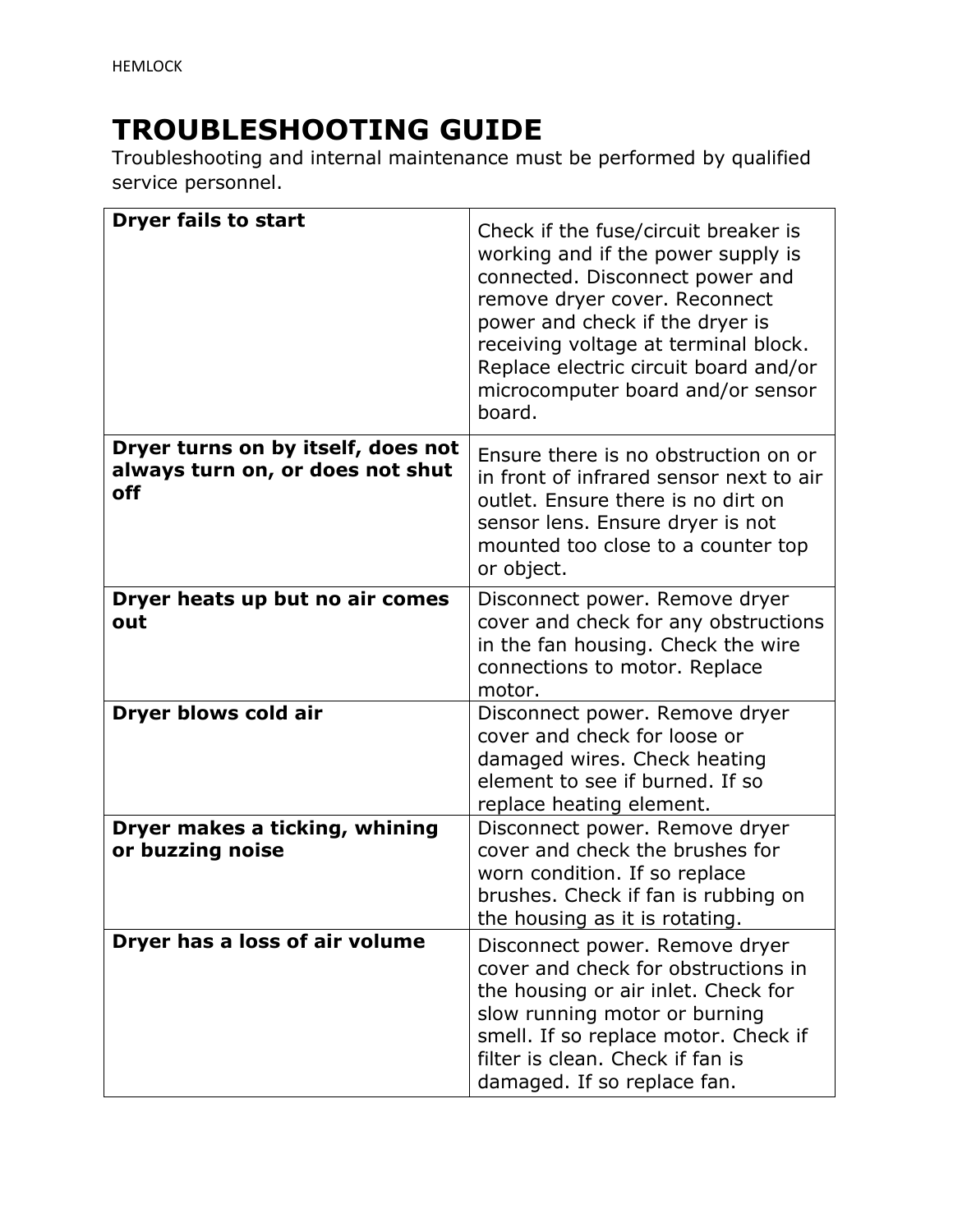# TROUBLESHOOTING GUIDE

Troubleshooting and internal maintenance must be performed by qualified service personnel.

| | |
|---|---|
| **Dryer fails to start** | Check if the fuse/circuit breaker is working and if the power supply is connected. Disconnect power and remove dryer cover. Reconnect power and check if the dryer is receiving voltage at terminal block. Replace electric circuit board and/or microcomputer board and/or sensor board. |
| **Dryer turns on by itself, does not always turn on, or does not shut off** | Ensure there is no obstruction on or in front of infrared sensor next to air outlet. Ensure there is no dirt on sensor lens. Ensure dryer is not mounted too close to a counter top or object. |
| **Dryer heats up but no air comes out** | Disconnect power. Remove dryer cover and check for any obstructions in the fan housing. Check the wire connections to motor. Replace motor. |
| **Dryer blows cold air** | Disconnect power. Remove dryer cover and check for loose or damaged wires. Check heating element to see if burned. If so replace heating element. |
| **Dryer makes a ticking, whining or buzzing noise** | Disconnect power. Remove dryer cover and check the brushes for worn condition. If so replace brushes. Check if fan is rubbing on the housing as it is rotating. |
| **Dryer has a loss of air volume** | Disconnect power. Remove dryer cover and check for obstructions in the housing or air inlet. Check for slow running motor or burning smell. If so replace motor. Check if filter is clean. Check if fan is damaged. If so replace fan. |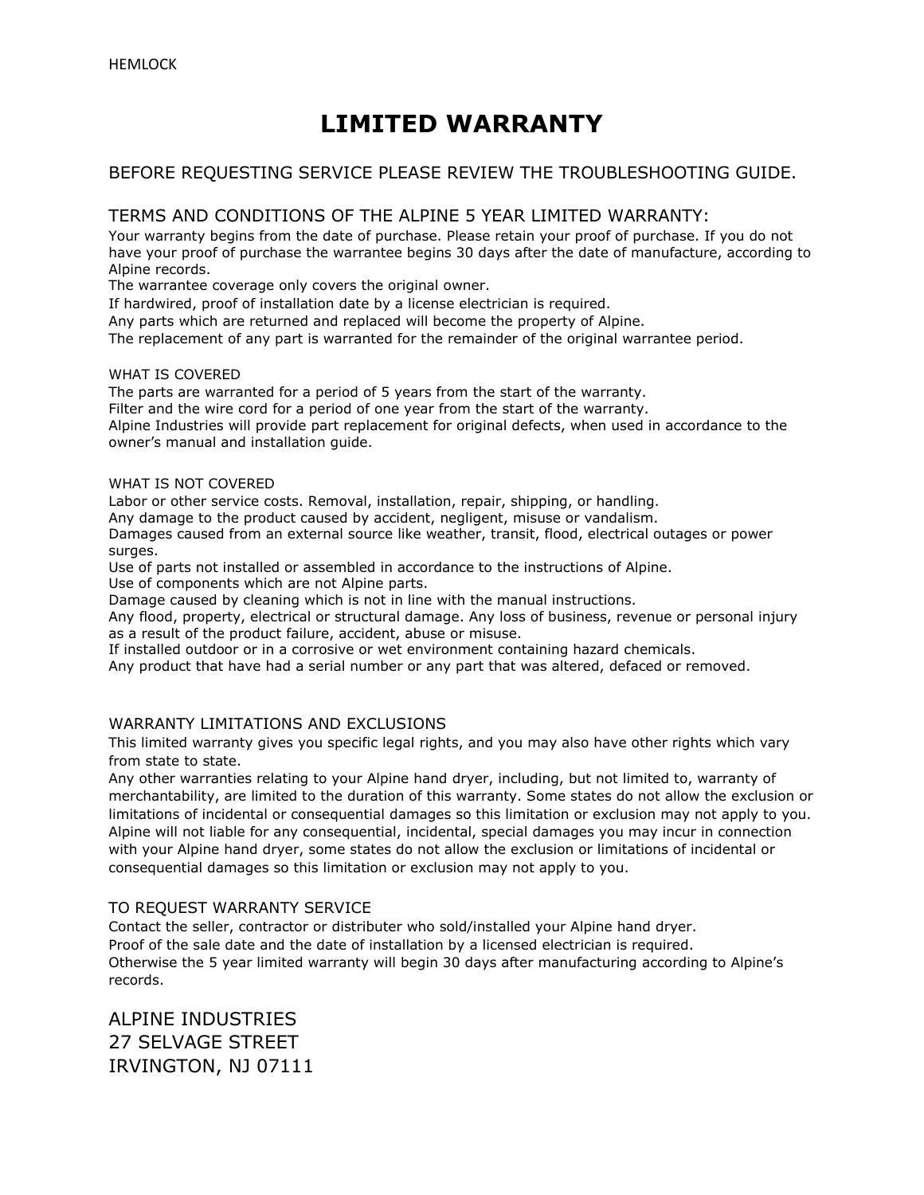# LIMITED WARRANTY

## BEFORE REQUESTING SERVICE PLEASE REVIEW THE TROUBLESHOOTING GUIDE.

## TERMS AND CONDITIONS OF THE ALPINE 5 YEAR LIMITED WARRANTY:

Your warranty begins from the date of purchase. Please retain your proof of purchase. If you do not have your proof of purchase the warrantee begins 30 days after the date of manufacture, according to Alpine records.
The warrantee coverage only covers the original owner.
If hardwired, proof of installation date by a license electrician is required.
Any parts which are returned and replaced will become the property of Alpine.
The replacement of any part is warranted for the remainder of the original warrantee period.

### WHAT IS COVERED

The parts are warranted for a period of 5 years from the start of the warranty.
Filter and the wire cord for a period of one year from the start of the warranty.
Alpine Industries will provide part replacement for original defects, when used in accordance to the owner's manual and installation guide.

### WHAT IS NOT COVERED

Labor or other service costs. Removal, installation, repair, shipping, or handling.
Any damage to the product caused by accident, negligent, misuse or vandalism.
Damages caused from an external source like weather, transit, flood, electrical outages or power surges.
Use of parts not installed or assembled in accordance to the instructions of Alpine.
Use of components which are not Alpine parts.
Damage caused by cleaning which is not in line with the manual instructions.
Any flood, property, electrical or structural damage. Any loss of business, revenue or personal injury as a result of the product failure, accident, abuse or misuse.
If installed outdoor or in a corrosive or wet environment containing hazard chemicals.
Any product that have had a serial number or any part that was altered, defaced or removed.

### WARRANTY LIMITATIONS AND EXCLUSIONS

This limited warranty gives you specific legal rights, and you may also have other rights which vary from state to state.
Any other warranties relating to your Alpine hand dryer, including, but not limited to, warranty of merchantability, are limited to the duration of this warranty. Some states do not allow the exclusion or limitations of incidental or consequential damages so this limitation or exclusion may not apply to you.
Alpine will not liable for any consequential, incidental, special damages you may incur in connection with your Alpine hand dryer, some states do not allow the exclusion or limitations of incidental or consequential damages so this limitation or exclusion may not apply to you.

### TO REQUEST WARRANTY SERVICE

Contact the seller, contractor or distributer who sold/installed your Alpine hand dryer.
Proof of the sale date and the date of installation by a licensed electrician is required.
Otherwise the 5 year limited warranty will begin 30 days after manufacturing according to Alpine's records.

ALPINE INDUSTRIES
27 SELVAGE STREET
IRVINGTON, NJ 07111